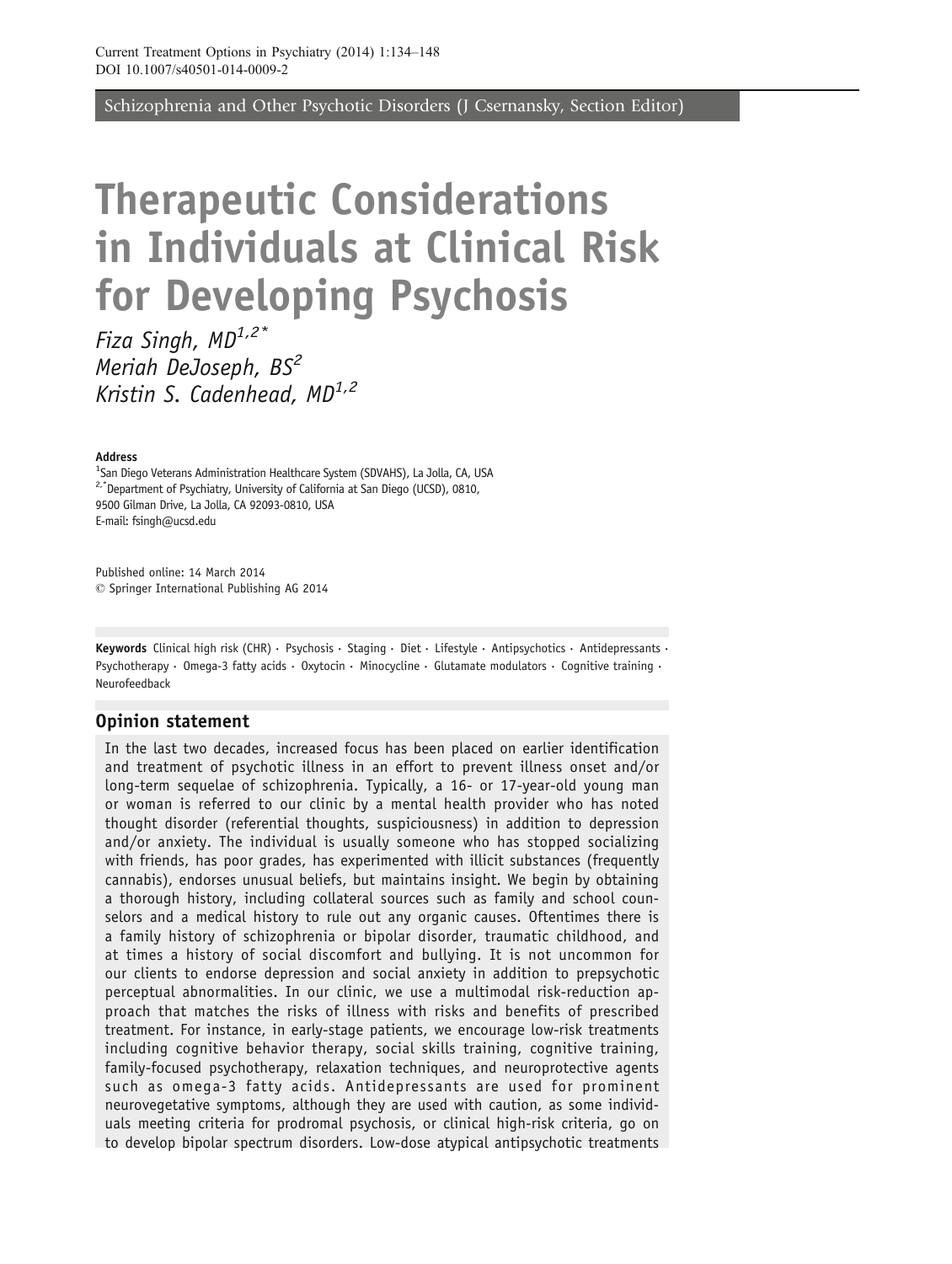Schizophrenia and Other Psychotic Disorders (J Csernansky, Section Editor)

# Therapeutic Considerations in Individuals at Clinical Risk for Developing Psychosis

*Fiza Singh, MD*[1,2*]
*Meriah DeJoseph, BS*[2]
*Kristin S. Cadenhead, MD*[1,2]

**Address**
[1]San Diego Veterans Administration Healthcare System (SDVAHS), La Jolla, CA, USA
[2,*]Department of Psychiatry, University of California at San Diego (UCSD), 0810, 9500 Gilman Drive, La Jolla, CA 92093-0810, USA
E-mail: fsingh@ucsd.edu

Published online: 14 March 2014
© Springer International Publishing AG 2014

**Keywords** Clinical high risk (CHR) · Psychosis · Staging · Diet · Lifestyle · Antipsychotics · Antidepressants · Psychotherapy · Omega-3 fatty acids · Oxytocin · Minocycline · Glutamate modulators · Cognitive training · Neurofeedback

## Opinion statement

In the last two decades, increased focus has been placed on earlier identification and treatment of psychotic illness in an effort to prevent illness onset and/or long-term sequelae of schizophrenia. Typically, a 16- or 17-year-old young man or woman is referred to our clinic by a mental health provider who has noted thought disorder (referential thoughts, suspiciousness) in addition to depression and/or anxiety. The individual is usually someone who has stopped socializing with friends, has poor grades, has experimented with illicit substances (frequently cannabis), endorses unusual beliefs, but maintains insight. We begin by obtaining a thorough history, including collateral sources such as family and school counselors and a medical history to rule out any organic causes. Oftentimes there is a family history of schizophrenia or bipolar disorder, traumatic childhood, and at times a history of social discomfort and bullying. It is not uncommon for our clients to endorse depression and social anxiety in addition to prepsychotic perceptual abnormalities. In our clinic, we use a multimodal risk-reduction approach that matches the risks of illness with risks and benefits of prescribed treatment. For instance, in early-stage patients, we encourage low-risk treatments including cognitive behavior therapy, social skills training, cognitive training, family-focused psychotherapy, relaxation techniques, and neuroprotective agents such as omega-3 fatty acids. Antidepressants are used for prominent neurovegetative symptoms, although they are used with caution, as some individuals meeting criteria for prodromal psychosis, or clinical high-risk criteria, go on to develop bipolar spectrum disorders. Low-dose atypical antipsychotic treatments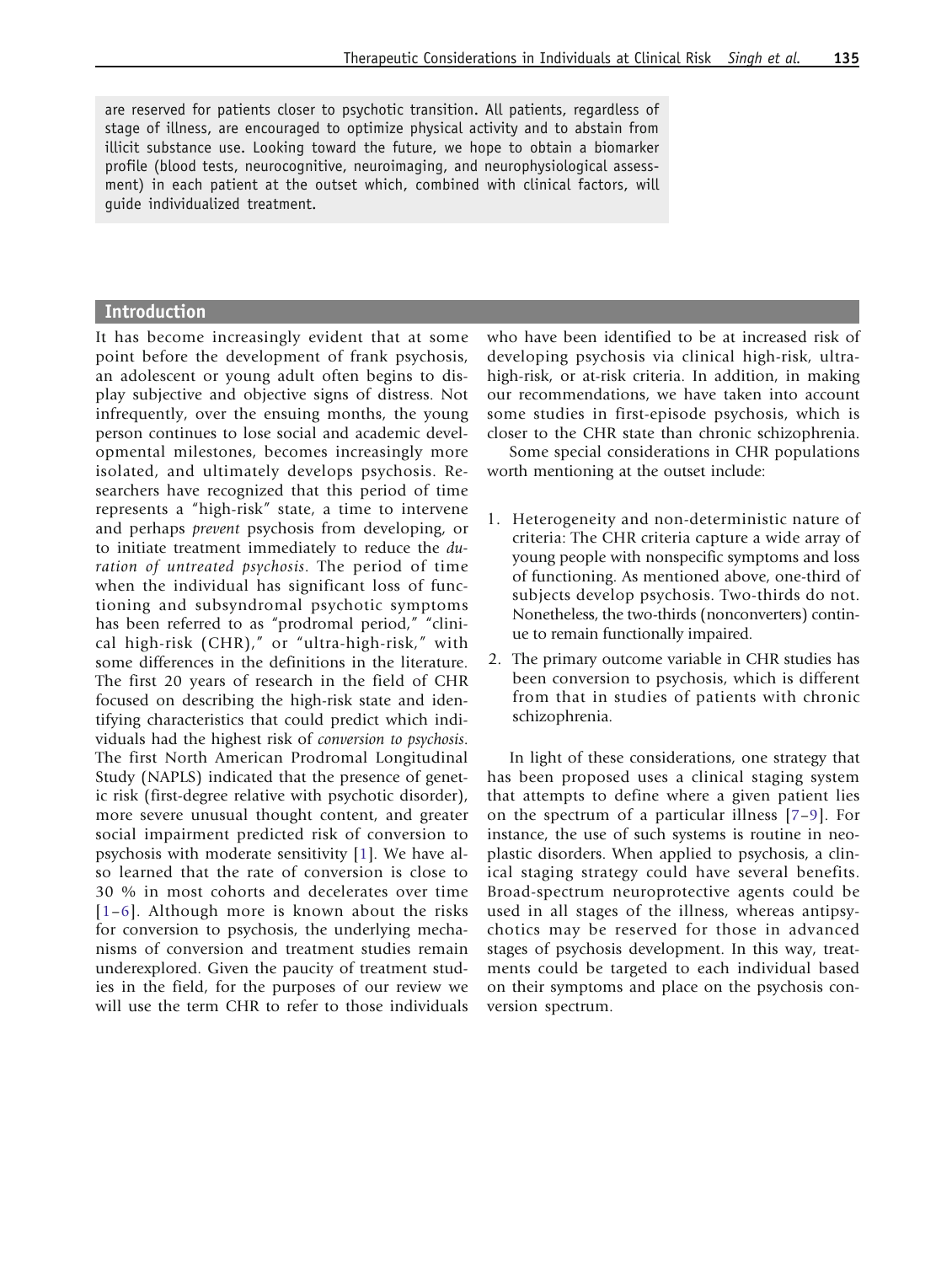are reserved for patients closer to psychotic transition. All patients, regardless of stage of illness, are encouraged to optimize physical activity and to abstain from illicit substance use. Looking toward the future, we hope to obtain a biomarker profile (blood tests, neurocognitive, neuroimaging, and neurophysiological assessment) in each patient at the outset which, combined with clinical factors, will guide individualized treatment.

## Introduction

It has become increasingly evident that at some point before the development of frank psychosis, an adolescent or young adult often begins to display subjective and objective signs of distress. Not infrequently, over the ensuing months, the young person continues to lose social and academic developmental milestones, becomes increasingly more isolated, and ultimately develops psychosis. Researchers have recognized that this period of time represents a "high-risk" state, a time to intervene and perhaps *prevent* psychosis from developing, or to initiate treatment immediately to reduce the *duration of untreated psychosis*. The period of time when the individual has significant loss of functioning and subsyndromal psychotic symptoms has been referred to as "prodromal period," "clinical high-risk (CHR)," or "ultra-high-risk," with some differences in the definitions in the literature. The first 20 years of research in the field of CHR focused on describing the high-risk state and identifying characteristics that could predict which individuals had the highest risk of *conversion to psychosis*. The first North American Prodromal Longitudinal Study (NAPLS) indicated that the presence of genetic risk (first-degree relative with psychotic disorder), more severe unusual thought content, and greater social impairment predicted risk of conversion to psychosis with moderate sensitivity [1]. We have also learned that the rate of conversion is close to 30 % in most cohorts and decelerates over time [1–6]. Although more is known about the risks for conversion to psychosis, the underlying mechanisms of conversion and treatment studies remain underexplored. Given the paucity of treatment studies in the field, for the purposes of our review we will use the term CHR to refer to those individuals who have been identified to be at increased risk of developing psychosis via clinical high-risk, ultra-high-risk, or at-risk criteria. In addition, in making our recommendations, we have taken into account some studies in first-episode psychosis, which is closer to the CHR state than chronic schizophrenia.

Some special considerations in CHR populations worth mentioning at the outset include:

1. Heterogeneity and non-deterministic nature of criteria: The CHR criteria capture a wide array of young people with nonspecific symptoms and loss of functioning. As mentioned above, one-third of subjects develop psychosis. Two-thirds do not. Nonetheless, the two-thirds (nonconverters) continue to remain functionally impaired.
2. The primary outcome variable in CHR studies has been conversion to psychosis, which is different from that in studies of patients with chronic schizophrenia.

In light of these considerations, one strategy that has been proposed uses a clinical staging system that attempts to define where a given patient lies on the spectrum of a particular illness [7–9]. For instance, the use of such systems is routine in neoplastic disorders. When applied to psychosis, a clinical staging strategy could have several benefits. Broad-spectrum neuroprotective agents could be used in all stages of the illness, whereas antipsychotics may be reserved for those in advanced stages of psychosis development. In this way, treatments could be targeted to each individual based on their symptoms and place on the psychosis conversion spectrum.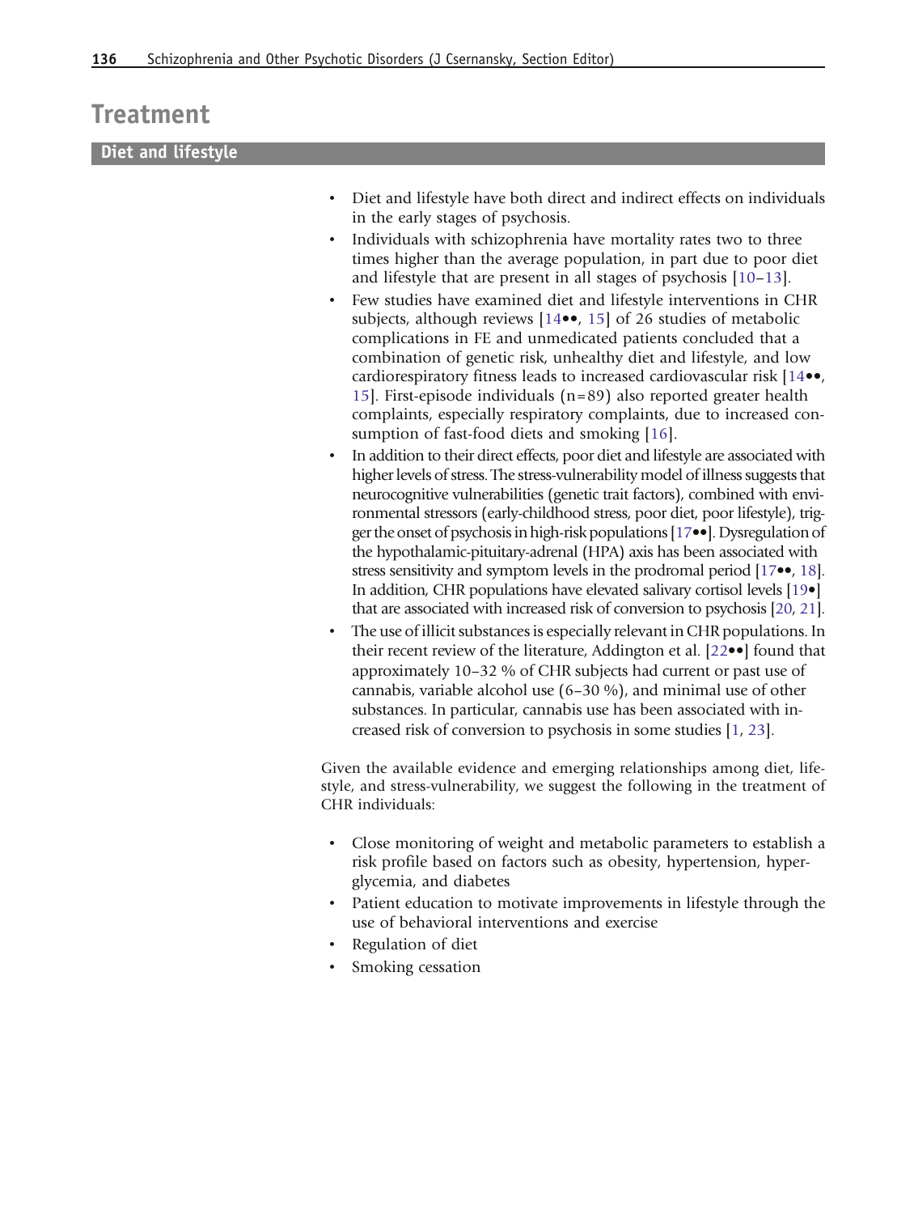# Treatment

## Diet and lifestyle

- Diet and lifestyle have both direct and indirect effects on individuals in the early stages of psychosis.
- Individuals with schizophrenia have mortality rates two to three times higher than the average population, in part due to poor diet and lifestyle that are present in all stages of psychosis [10–13].
- Few studies have examined diet and lifestyle interventions in CHR subjects, although reviews [14••, 15] of 26 studies of metabolic complications in FE and unmedicated patients concluded that a combination of genetic risk, unhealthy diet and lifestyle, and low cardiorespiratory fitness leads to increased cardiovascular risk [14••, 15]. First-episode individuals (n=89) also reported greater health complaints, especially respiratory complaints, due to increased consumption of fast-food diets and smoking [16].
- In addition to their direct effects, poor diet and lifestyle are associated with higher levels of stress. The stress-vulnerability model of illness suggests that neurocognitive vulnerabilities (genetic trait factors), combined with environmental stressors (early-childhood stress, poor diet, poor lifestyle), trigger the onset of psychosis in high-risk populations [17••]. Dysregulation of the hypothalamic-pituitary-adrenal (HPA) axis has been associated with stress sensitivity and symptom levels in the prodromal period [17••, 18]. In addition, CHR populations have elevated salivary cortisol levels [19•] that are associated with increased risk of conversion to psychosis [20, 21].
- The use of illicit substances is especially relevant in CHR populations. In their recent review of the literature, Addington et al. [22••] found that approximately 10–32 % of CHR subjects had current or past use of cannabis, variable alcohol use (6–30 %), and minimal use of other substances. In particular, cannabis use has been associated with increased risk of conversion to psychosis in some studies [1, 23].

Given the available evidence and emerging relationships among diet, lifestyle, and stress-vulnerability, we suggest the following in the treatment of CHR individuals:

- Close monitoring of weight and metabolic parameters to establish a risk profile based on factors such as obesity, hypertension, hyperglycemia, and diabetes
- Patient education to motivate improvements in lifestyle through the use of behavioral interventions and exercise
- Regulation of diet
- Smoking cessation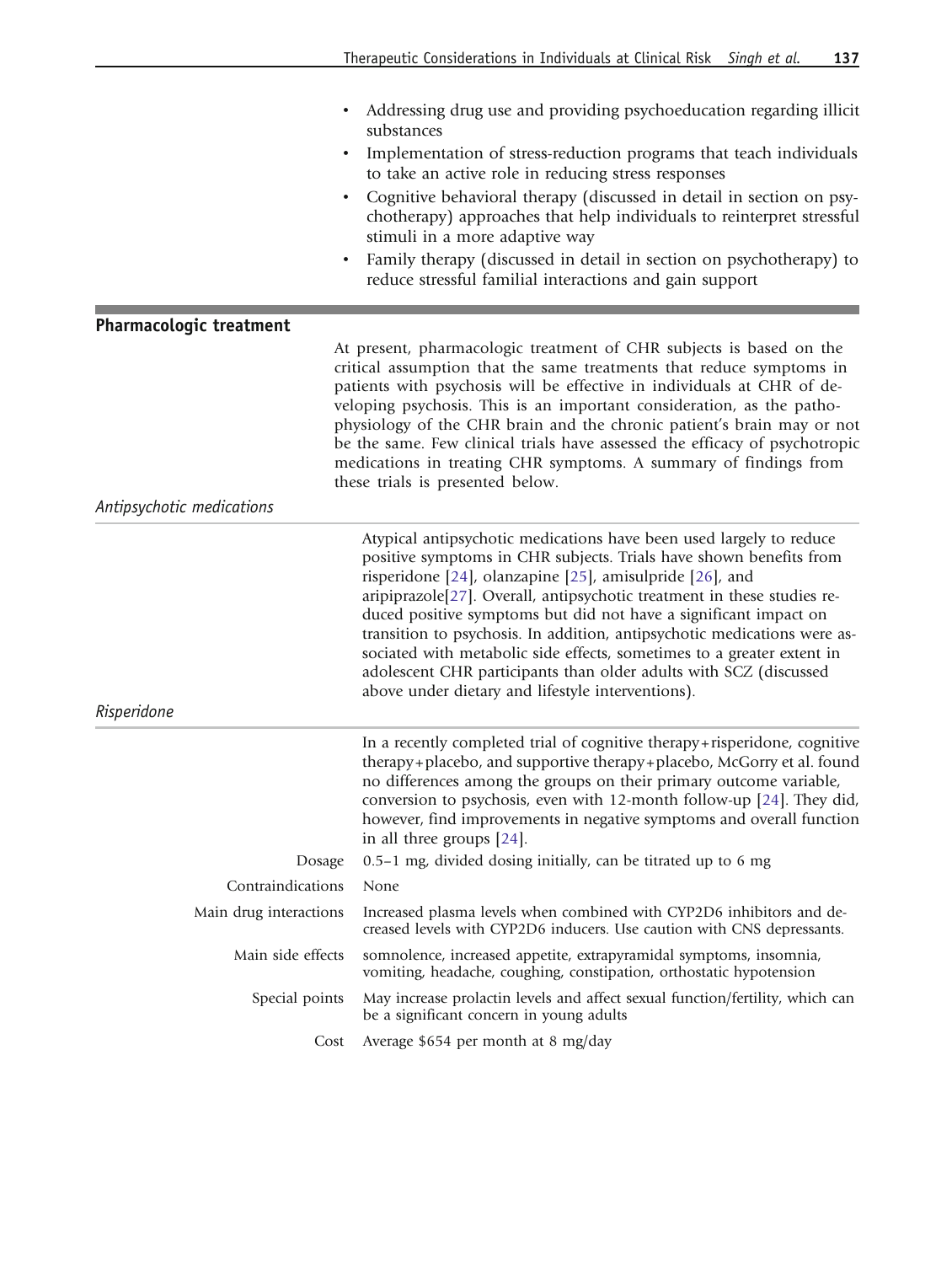- Addressing drug use and providing psychoeducation regarding illicit substances
- Implementation of stress-reduction programs that teach individuals to take an active role in reducing stress responses
- Cognitive behavioral therapy (discussed in detail in section on psychotherapy) approaches that help individuals to reinterpret stressful stimuli in a more adaptive way
- Family therapy (discussed in detail in section on psychotherapy) to reduce stressful familial interactions and gain support

## Pharmacologic treatment

At present, pharmacologic treatment of CHR subjects is based on the critical assumption that the same treatments that reduce symptoms in patients with psychosis will be effective in individuals at CHR of developing psychosis. This is an important consideration, as the pathophysiology of the CHR brain and the chronic patient's brain may or not be the same. Few clinical trials have assessed the efficacy of psychotropic medications in treating CHR symptoms. A summary of findings from these trials is presented below.

### *Antipsychotic medications*

Atypical antipsychotic medications have been used largely to reduce positive symptoms in CHR subjects. Trials have shown benefits from risperidone [24], olanzapine [25], amisulpride [26], and aripiprazole[27]. Overall, antipsychotic treatment in these studies reduced positive symptoms but did not have a significant impact on transition to psychosis. In addition, antipsychotic medications were associated with metabolic side effects, sometimes to a greater extent in adolescent CHR participants than older adults with SCZ (discussed above under dietary and lifestyle interventions).

### *Risperidone*

In a recently completed trial of cognitive therapy+risperidone, cognitive therapy+placebo, and supportive therapy+placebo, McGorry et al. found no differences among the groups on their primary outcome variable, conversion to psychosis, even with 12-month follow-up [24]. They did, however, find improvements in negative symptoms and overall function in all three groups [24].

| | |
|---|---|
| Dosage | 0.5–1 mg, divided dosing initially, can be titrated up to 6 mg |
| Contraindications | None |
| Main drug interactions | Increased plasma levels when combined with CYP2D6 inhibitors and decreased levels with CYP2D6 inducers. Use caution with CNS depressants. |
| Main side effects | somnolence, increased appetite, extrapyramidal symptoms, insomnia, vomiting, headache, coughing, constipation, orthostatic hypotension |
| Special points | May increase prolactin levels and affect sexual function/fertility, which can be a significant concern in young adults |
| Cost | Average $654 per month at 8 mg/day |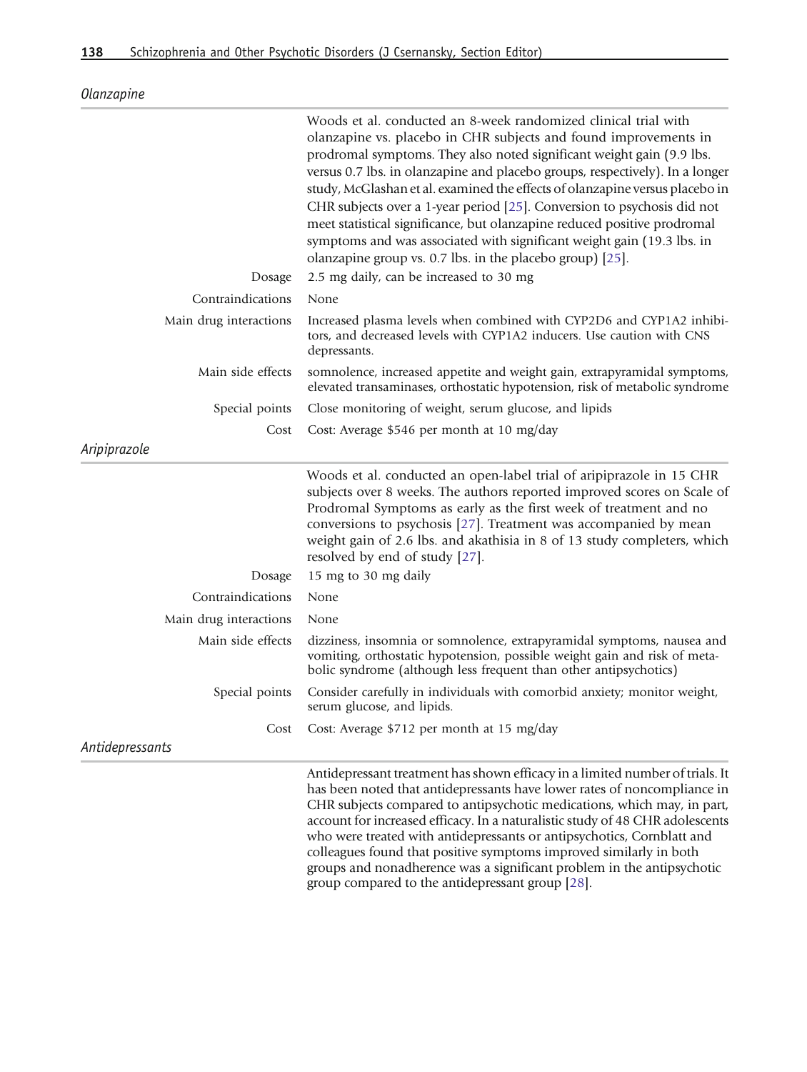*Olanzapine*

| | |
|---|---|
| | Woods et al. conducted an 8-week randomized clinical trial with olanzapine vs. placebo in CHR subjects and found improvements in prodromal symptoms. They also noted significant weight gain (9.9 lbs. versus 0.7 lbs. in olanzapine and placebo groups, respectively). In a longer study, McGlashan et al. examined the effects of olanzapine versus placebo in CHR subjects over a 1-year period [25]. Conversion to psychosis did not meet statistical significance, but olanzapine reduced positive prodromal symptoms and was associated with significant weight gain (19.3 lbs. in olanzapine group vs. 0.7 lbs. in the placebo group) [25]. |
| Dosage | 2.5 mg daily, can be increased to 30 mg |
| Contraindications | None |
| Main drug interactions | Increased plasma levels when combined with CYP2D6 and CYP1A2 inhibitors, and decreased levels with CYP1A2 inducers. Use caution with CNS depressants. |
| Main side effects | somnolence, increased appetite and weight gain, extrapyramidal symptoms, elevated transaminases, orthostatic hypotension, risk of metabolic syndrome |
| Special points | Close monitoring of weight, serum glucose, and lipids |
| Cost | Cost: Average $546 per month at 10 mg/day |

*Aripiprazole*

| | |
|---|---|
| | Woods et al. conducted an open-label trial of aripiprazole in 15 CHR subjects over 8 weeks. The authors reported improved scores on Scale of Prodromal Symptoms as early as the first week of treatment and no conversions to psychosis [27]. Treatment was accompanied by mean weight gain of 2.6 lbs. and akathisia in 8 of 13 study completers, which resolved by end of study [27]. |
| Dosage | 15 mg to 30 mg daily |
| Contraindications | None |
| Main drug interactions | None |
| Main side effects | dizziness, insomnia or somnolence, extrapyramidal symptoms, nausea and vomiting, orthostatic hypotension, possible weight gain and risk of metabolic syndrome (although less frequent than other antipsychotics) |
| Special points | Consider carefully in individuals with comorbid anxiety; monitor weight, serum glucose, and lipids. |
| Cost | Cost: Average $712 per month at 15 mg/day |

*Antidepressants*

Antidepressant treatment has shown efficacy in a limited number of trials. It has been noted that antidepressants have lower rates of noncompliance in CHR subjects compared to antipsychotic medications, which may, in part, account for increased efficacy. In a naturalistic study of 48 CHR adolescents who were treated with antidepressants or antipsychotics, Cornblatt and colleagues found that positive symptoms improved similarly in both groups and nonadherence was a significant problem in the antipsychotic group compared to the antidepressant group [28].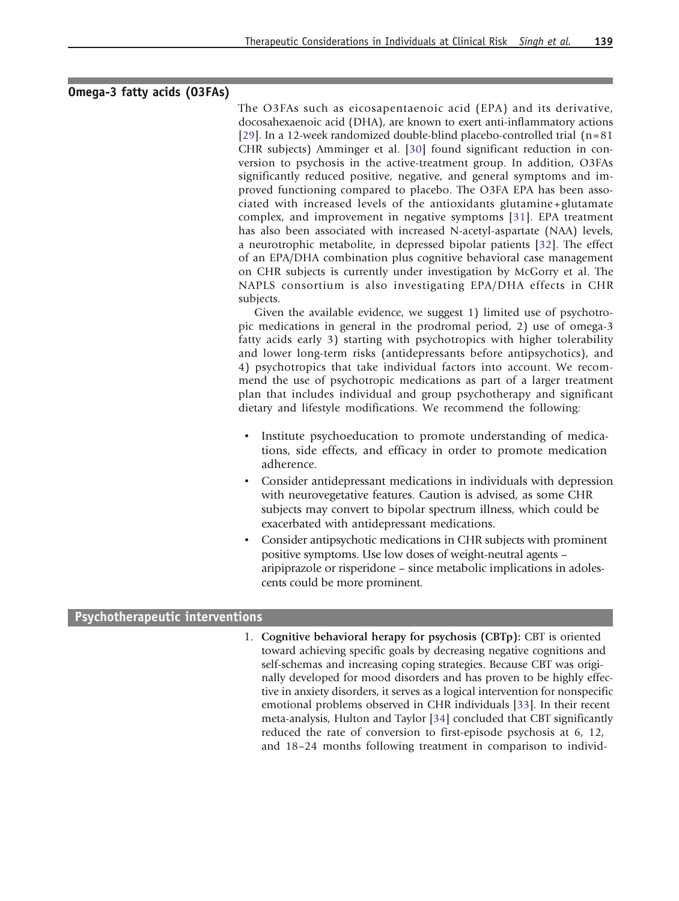## Omega-3 fatty acids (O3FAs)

The O3FAs such as eicosapentaenoic acid (EPA) and its derivative, docosahexaenoic acid (DHA), are known to exert anti-inflammatory actions [29]. In a 12-week randomized double-blind placebo-controlled trial (n=81 CHR subjects) Amminger et al. [30] found significant reduction in conversion to psychosis in the active-treatment group. In addition, O3FAs significantly reduced positive, negative, and general symptoms and improved functioning compared to placebo. The O3FA EPA has been associated with increased levels of the antioxidants glutamine+glutamate complex, and improvement in negative symptoms [31]. EPA treatment has also been associated with increased N-acetyl-aspartate (NAA) levels, a neurotrophic metabolite, in depressed bipolar patients [32]. The effect of an EPA/DHA combination plus cognitive behavioral case management on CHR subjects is currently under investigation by McGorry et al. The NAPLS consortium is also investigating EPA/DHA effects in CHR subjects.

Given the available evidence, we suggest 1) limited use of psychotropic medications in general in the prodromal period, 2) use of omega-3 fatty acids early 3) starting with psychotropics with higher tolerability and lower long-term risks (antidepressants before antipsychotics), and 4) psychotropics that take individual factors into account. We recommend the use of psychotropic medications as part of a larger treatment plan that includes individual and group psychotherapy and significant dietary and lifestyle modifications. We recommend the following:

- Institute psychoeducation to promote understanding of medications, side effects, and efficacy in order to promote medication adherence.
- Consider antidepressant medications in individuals with depression with neurovegetative features. Caution is advised, as some CHR subjects may convert to bipolar spectrum illness, which could be exacerbated with antidepressant medications.
- Consider antipsychotic medications in CHR subjects with prominent positive symptoms. Use low doses of weight-neutral agents – aripiprazole or risperidone – since metabolic implications in adolescents could be more prominent.

## Psychotherapeutic interventions

1. **Cognitive behavioral herapy for psychosis (CBTp):** CBT is oriented toward achieving specific goals by decreasing negative cognitions and self-schemas and increasing coping strategies. Because CBT was originally developed for mood disorders and has proven to be highly effective in anxiety disorders, it serves as a logical intervention for nonspecific emotional problems observed in CHR individuals [33]. In their recent meta-analysis, Hulton and Taylor [34] concluded that CBT significantly reduced the rate of conversion to first-episode psychosis at 6, 12, and 18–24 months following treatment in comparison to individ-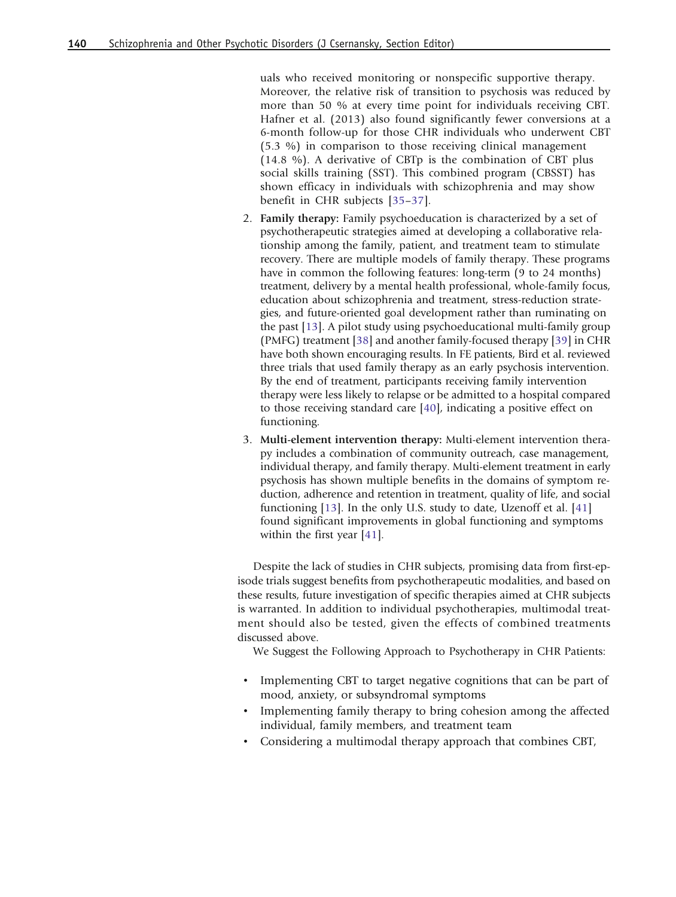uals who received monitoring or nonspecific supportive therapy. Moreover, the relative risk of transition to psychosis was reduced by more than 50 % at every time point for individuals receiving CBT. Hafner et al. (2013) also found significantly fewer conversions at a 6-month follow-up for those CHR individuals who underwent CBT (5.3 %) in comparison to those receiving clinical management (14.8 %). A derivative of CBTp is the combination of CBT plus social skills training (SST). This combined program (CBSST) has shown efficacy in individuals with schizophrenia and may show benefit in CHR subjects [35–37].

2. **Family therapy:** Family psychoeducation is characterized by a set of psychotherapeutic strategies aimed at developing a collaborative relationship among the family, patient, and treatment team to stimulate recovery. There are multiple models of family therapy. These programs have in common the following features: long-term (9 to 24 months) treatment, delivery by a mental health professional, whole-family focus, education about schizophrenia and treatment, stress-reduction strategies, and future-oriented goal development rather than ruminating on the past [13]. A pilot study using psychoeducational multi-family group (PMFG) treatment [38] and another family-focused therapy [39] in CHR have both shown encouraging results. In FE patients, Bird et al. reviewed three trials that used family therapy as an early psychosis intervention. By the end of treatment, participants receiving family intervention therapy were less likely to relapse or be admitted to a hospital compared to those receiving standard care [40], indicating a positive effect on functioning.
3. **Multi-element intervention therapy:** Multi-element intervention therapy includes a combination of community outreach, case management, individual therapy, and family therapy. Multi-element treatment in early psychosis has shown multiple benefits in the domains of symptom reduction, adherence and retention in treatment, quality of life, and social functioning [13]. In the only U.S. study to date, Uzenoff et al. [41] found significant improvements in global functioning and symptoms within the first year [41].

Despite the lack of studies in CHR subjects, promising data from first-episode trials suggest benefits from psychotherapeutic modalities, and based on these results, future investigation of specific therapies aimed at CHR subjects is warranted. In addition to individual psychotherapies, multimodal treatment should also be tested, given the effects of combined treatments discussed above.

We Suggest the Following Approach to Psychotherapy in CHR Patients:

- Implementing CBT to target negative cognitions that can be part of mood, anxiety, or subsyndromal symptoms
- Implementing family therapy to bring cohesion among the affected individual, family members, and treatment team
- Considering a multimodal therapy approach that combines CBT,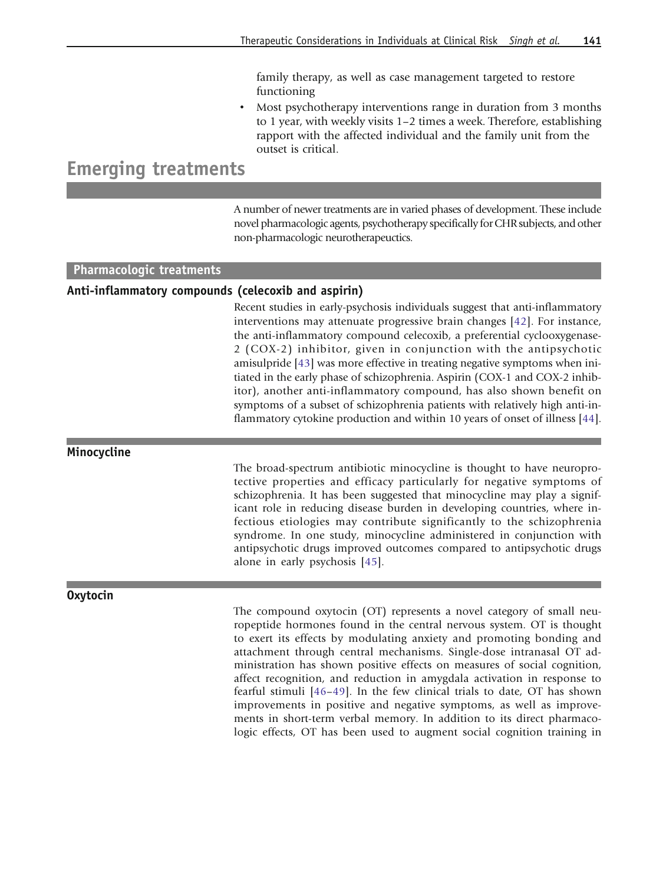family therapy, as well as case management targeted to restore functioning

- Most psychotherapy interventions range in duration from 3 months to 1 year, with weekly visits 1–2 times a week. Therefore, establishing rapport with the affected individual and the family unit from the outset is critical.

# Emerging treatments

A number of newer treatments are in varied phases of development. These include novel pharmacologic agents, psychotherapy specifically for CHR subjects, and other non-pharmacologic neurotherapeuctics.

## Pharmacologic treatments

### Anti-inflammatory compounds (celecoxib and aspirin)

Recent studies in early-psychosis individuals suggest that anti-inflammatory interventions may attenuate progressive brain changes [42]. For instance, the anti-inflammatory compound celecoxib, a preferential cyclooxygenase-2 (COX-2) inhibitor, given in conjunction with the antipsychotic amisulpride [43] was more effective in treating negative symptoms when initiated in the early phase of schizophrenia. Aspirin (COX-1 and COX-2 inhibitor), another anti-inflammatory compound, has also shown benefit on symptoms of a subset of schizophrenia patients with relatively high anti-inflammatory cytokine production and within 10 years of onset of illness [44].

### Minocycline

The broad-spectrum antibiotic minocycline is thought to have neuroprotective properties and efficacy particularly for negative symptoms of schizophrenia. It has been suggested that minocycline may play a significant role in reducing disease burden in developing countries, where infectious etiologies may contribute significantly to the schizophrenia syndrome. In one study, minocycline administered in conjunction with antipsychotic drugs improved outcomes compared to antipsychotic drugs alone in early psychosis [45].

### Oxytocin

The compound oxytocin (OT) represents a novel category of small neuropeptide hormones found in the central nervous system. OT is thought to exert its effects by modulating anxiety and promoting bonding and attachment through central mechanisms. Single-dose intranasal OT administration has shown positive effects on measures of social cognition, affect recognition, and reduction in amygdala activation in response to fearful stimuli [46–49]. In the few clinical trials to date, OT has shown improvements in positive and negative symptoms, as well as improvements in short-term verbal memory. In addition to its direct pharmacologic effects, OT has been used to augment social cognition training in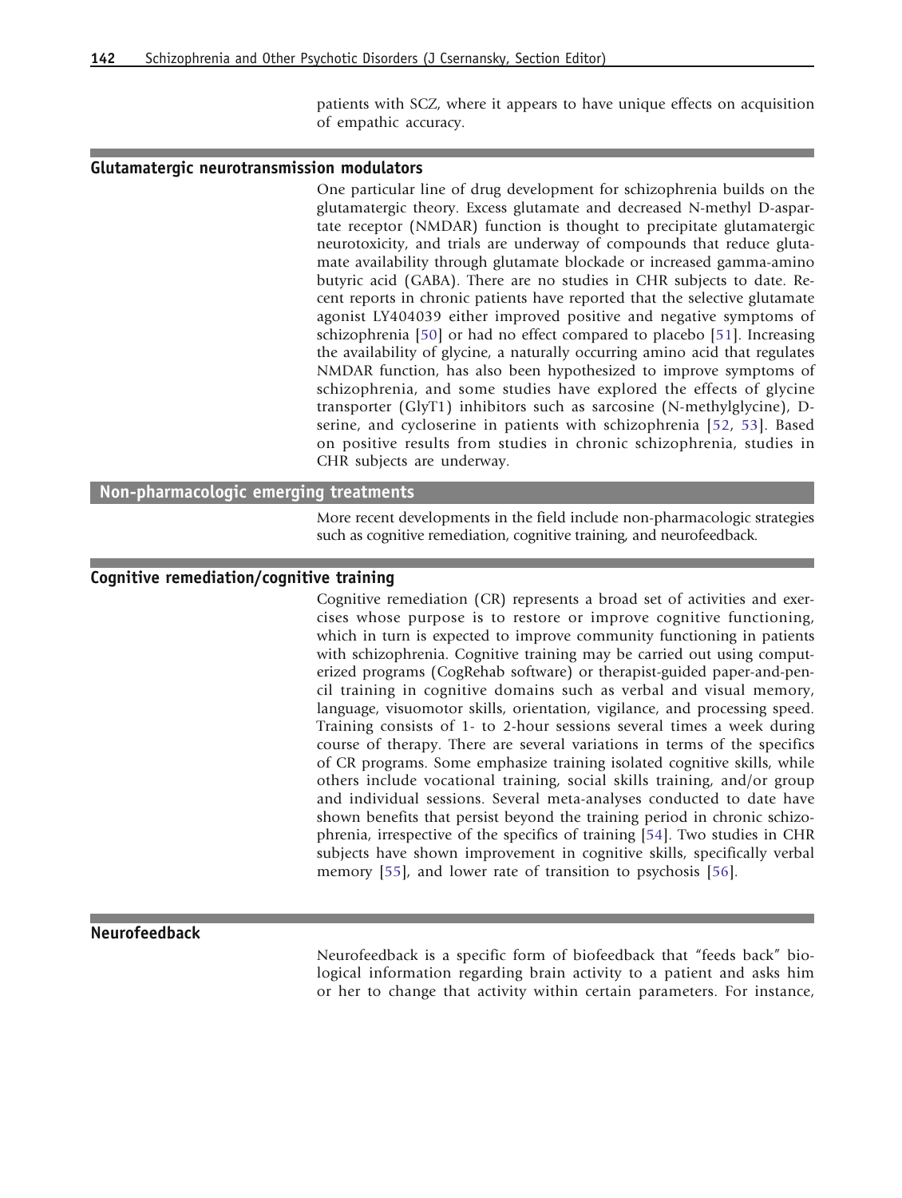patients with SCZ, where it appears to have unique effects on acquisition of empathic accuracy.

## Glutamatergic neurotransmission modulators

One particular line of drug development for schizophrenia builds on the glutamatergic theory. Excess glutamate and decreased N-methyl D-aspartate receptor (NMDAR) function is thought to precipitate glutamatergic neurotoxicity, and trials are underway of compounds that reduce glutamate availability through glutamate blockade or increased gamma-amino butyric acid (GABA). There are no studies in CHR subjects to date. Recent reports in chronic patients have reported that the selective glutamate agonist LY404039 either improved positive and negative symptoms of schizophrenia [50] or had no effect compared to placebo [51]. Increasing the availability of glycine, a naturally occurring amino acid that regulates NMDAR function, has also been hypothesized to improve symptoms of schizophrenia, and some studies have explored the effects of glycine transporter (GlyT1) inhibitors such as sarcosine (N-methylglycine), D-serine, and cycloserine in patients with schizophrenia [52, 53]. Based on positive results from studies in chronic schizophrenia, studies in CHR subjects are underway.

# Non-pharmacologic emerging treatments

More recent developments in the field include non-pharmacologic strategies such as cognitive remediation, cognitive training, and neurofeedback.

## Cognitive remediation/cognitive training

Cognitive remediation (CR) represents a broad set of activities and exercises whose purpose is to restore or improve cognitive functioning, which in turn is expected to improve community functioning in patients with schizophrenia. Cognitive training may be carried out using computerized programs (CogRehab software) or therapist-guided paper-and-pencil training in cognitive domains such as verbal and visual memory, language, visuomotor skills, orientation, vigilance, and processing speed. Training consists of 1- to 2-hour sessions several times a week during course of therapy. There are several variations in terms of the specifics of CR programs. Some emphasize training isolated cognitive skills, while others include vocational training, social skills training, and/or group and individual sessions. Several meta-analyses conducted to date have shown benefits that persist beyond the training period in chronic schizophrenia, irrespective of the specifics of training [54]. Two studies in CHR subjects have shown improvement in cognitive skills, specifically verbal memory [55], and lower rate of transition to psychosis [56].

## Neurofeedback

Neurofeedback is a specific form of biofeedback that "feeds back" biological information regarding brain activity to a patient and asks him or her to change that activity within certain parameters. For instance,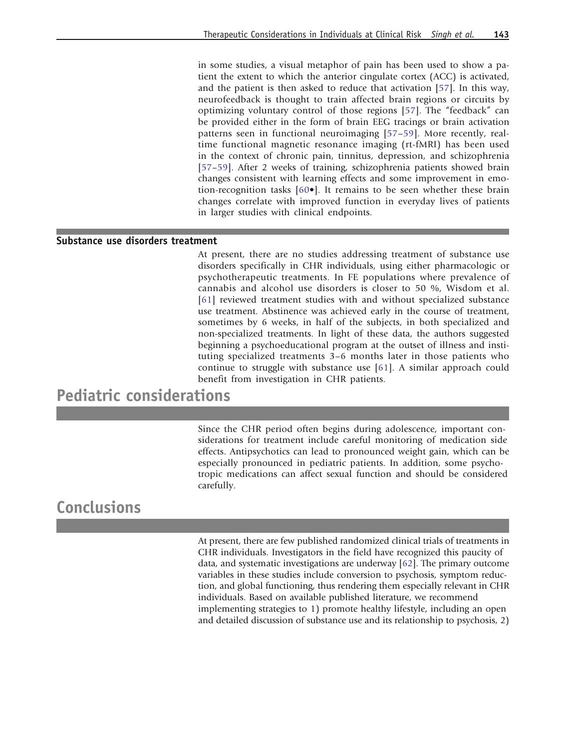in some studies, a visual metaphor of pain has been used to show a patient the extent to which the anterior cingulate cortex (ACC) is activated, and the patient is then asked to reduce that activation [57]. In this way, neurofeedback is thought to train affected brain regions or circuits by optimizing voluntary control of those regions [57]. The "feedback" can be provided either in the form of brain EEG tracings or brain activation patterns seen in functional neuroimaging [57–59]. More recently, real-time functional magnetic resonance imaging (rt-fMRI) has been used in the context of chronic pain, tinnitus, depression, and schizophrenia [57–59]. After 2 weeks of training, schizophrenia patients showed brain changes consistent with learning effects and some improvement in emotion-recognition tasks [60•]. It remains to be seen whether these brain changes correlate with improved function in everyday lives of patients in larger studies with clinical endpoints.

### Substance use disorders treatment

At present, there are no studies addressing treatment of substance use disorders specifically in CHR individuals, using either pharmacologic or psychotherapeutic treatments. In FE populations where prevalence of cannabis and alcohol use disorders is closer to 50 %, Wisdom et al. [61] reviewed treatment studies with and without specialized substance use treatment. Abstinence was achieved early in the course of treatment, sometimes by 6 weeks, in half of the subjects, in both specialized and non-specialized treatments. In light of these data, the authors suggested beginning a psychoeducational program at the outset of illness and instituting specialized treatments 3–6 months later in those patients who continue to struggle with substance use [61]. A similar approach could benefit from investigation in CHR patients.

## Pediatric considerations

Since the CHR period often begins during adolescence, important considerations for treatment include careful monitoring of medication side effects. Antipsychotics can lead to pronounced weight gain, which can be especially pronounced in pediatric patients. In addition, some psychotropic medications can affect sexual function and should be considered carefully.

## Conclusions

At present, there are few published randomized clinical trials of treatments in CHR individuals. Investigators in the field have recognized this paucity of data, and systematic investigations are underway [62]. The primary outcome variables in these studies include conversion to psychosis, symptom reduction, and global functioning, thus rendering them especially relevant in CHR individuals. Based on available published literature, we recommend implementing strategies to 1) promote healthy lifestyle, including an open and detailed discussion of substance use and its relationship to psychosis, 2)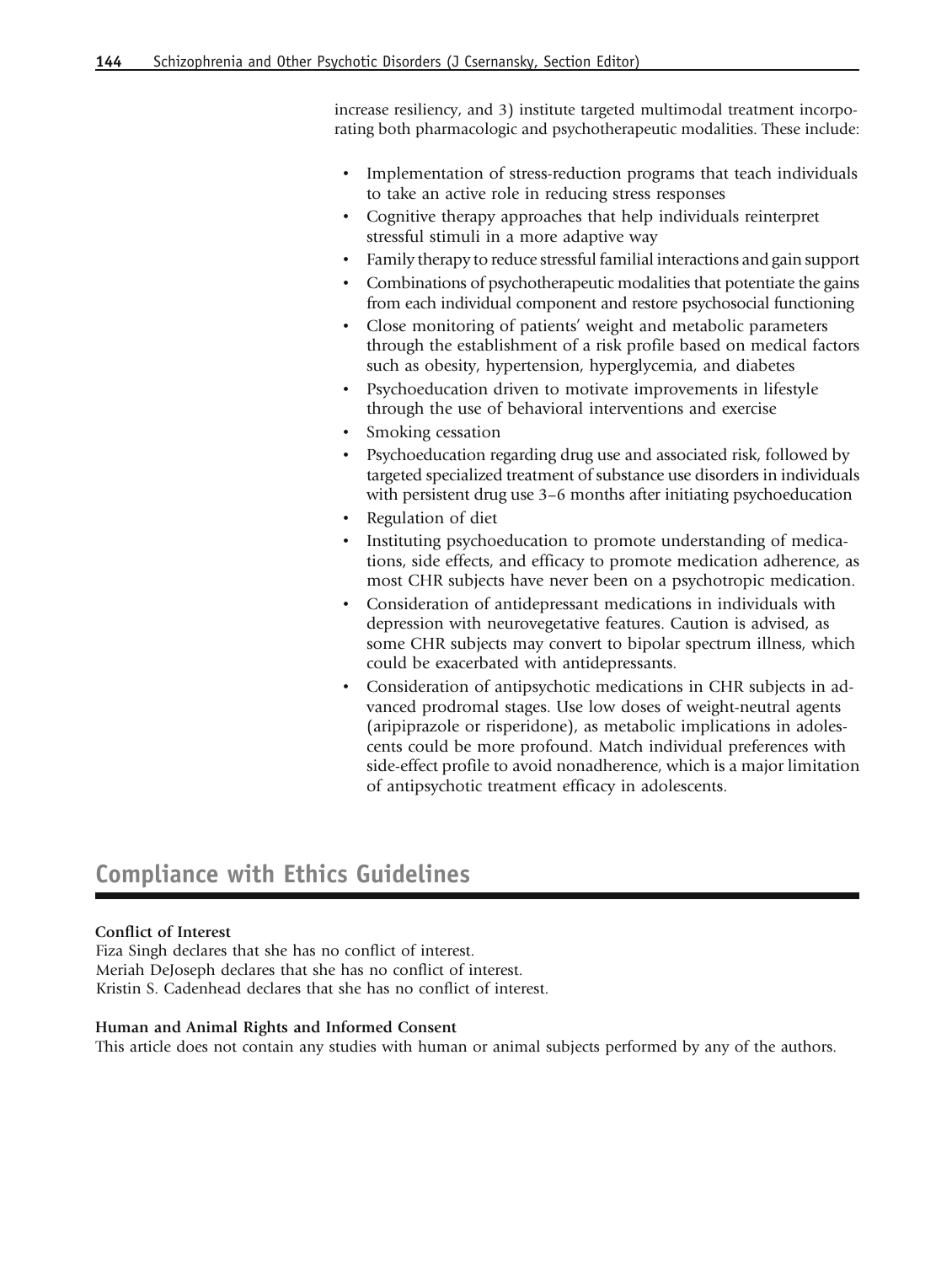increase resiliency, and 3) institute targeted multimodal treatment incorporating both pharmacologic and psychotherapeutic modalities. These include:

- Implementation of stress-reduction programs that teach individuals to take an active role in reducing stress responses
- Cognitive therapy approaches that help individuals reinterpret stressful stimuli in a more adaptive way
- Family therapy to reduce stressful familial interactions and gain support
- Combinations of psychotherapeutic modalities that potentiate the gains from each individual component and restore psychosocial functioning
- Close monitoring of patients' weight and metabolic parameters through the establishment of a risk profile based on medical factors such as obesity, hypertension, hyperglycemia, and diabetes
- Psychoeducation driven to motivate improvements in lifestyle through the use of behavioral interventions and exercise
- Smoking cessation
- Psychoeducation regarding drug use and associated risk, followed by targeted specialized treatment of substance use disorders in individuals with persistent drug use 3–6 months after initiating psychoeducation
- Regulation of diet
- Instituting psychoeducation to promote understanding of medications, side effects, and efficacy to promote medication adherence, as most CHR subjects have never been on a psychotropic medication.
- Consideration of antidepressant medications in individuals with depression with neurovegetative features. Caution is advised, as some CHR subjects may convert to bipolar spectrum illness, which could be exacerbated with antidepressants.
- Consideration of antipsychotic medications in CHR subjects in advanced prodromal stages. Use low doses of weight-neutral agents (aripiprazole or risperidone), as metabolic implications in adolescents could be more profound. Match individual preferences with side-effect profile to avoid nonadherence, which is a major limitation of antipsychotic treatment efficacy in adolescents.

## Compliance with Ethics Guidelines

**Conflict of Interest**

Fiza Singh declares that she has no conflict of interest.
Meriah DeJoseph declares that she has no conflict of interest.
Kristin S. Cadenhead declares that she has no conflict of interest.

**Human and Animal Rights and Informed Consent**

This article does not contain any studies with human or animal subjects performed by any of the authors.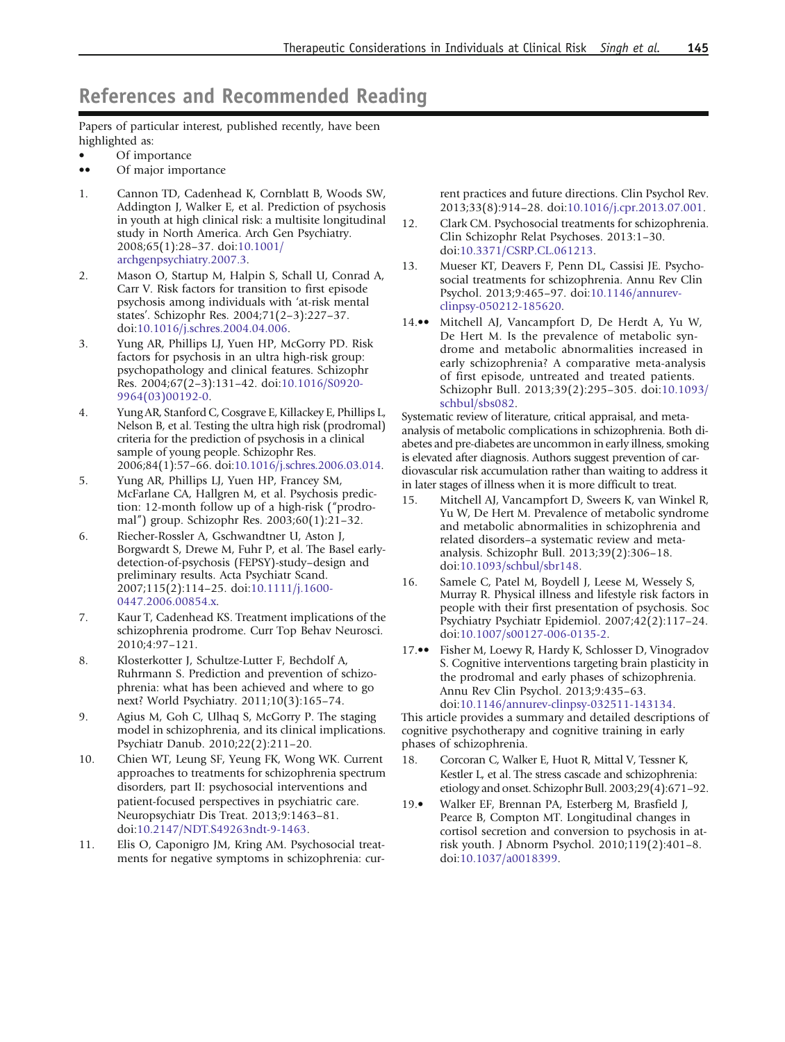# References and Recommended Reading

Papers of particular interest, published recently, have been highlighted as:

- • Of importance
- •• Of major importance

1. Cannon TD, Cadenhead K, Cornblatt B, Woods SW, Addington J, Walker E, et al. Prediction of psychosis in youth at high clinical risk: a multisite longitudinal study in North America. Arch Gen Psychiatry. 2008;65(1):28–37. doi:10.1001/archgenpsychiatry.2007.3.
2. Mason O, Startup M, Halpin S, Schall U, Conrad A, Carr V. Risk factors for transition to first episode psychosis among individuals with 'at-risk mental states'. Schizophr Res. 2004;71(2–3):227–37. doi:10.1016/j.schres.2004.04.006.
3. Yung AR, Phillips LJ, Yuen HP, McGorry PD. Risk factors for psychosis in an ultra high-risk group: psychopathology and clinical features. Schizophr Res. 2004;67(2–3):131–42. doi:10.1016/S0920-9964(03)00192-0.
4. Yung AR, Stanford C, Cosgrave E, Killackey E, Phillips L, Nelson B, et al. Testing the ultra high risk (prodromal) criteria for the prediction of psychosis in a clinical sample of young people. Schizophr Res. 2006;84(1):57–66. doi:10.1016/j.schres.2006.03.014.
5. Yung AR, Phillips LJ, Yuen HP, Francey SM, McFarlane CA, Hallgren M, et al. Psychosis prediction: 12-month follow up of a high-risk ("prodromal") group. Schizophr Res. 2003;60(1):21–32.
6. Riecher-Rossler A, Gschwandtner U, Aston J, Borgwardt S, Drewe M, Fuhr P, et al. The Basel early-detection-of-psychosis (FEPSY)-study–design and preliminary results. Acta Psychiatr Scand. 2007;115(2):114–25. doi:10.1111/j.1600-0447.2006.00854.x.
7. Kaur T, Cadenhead KS. Treatment implications of the schizophrenia prodrome. Curr Top Behav Neurosci. 2010;4:97–121.
8. Klosterkotter J, Schultze-Lutter F, Bechdolf A, Ruhrmann S. Prediction and prevention of schizophrenia: what has been achieved and where to go next? World Psychiatry. 2011;10(3):165–74.
9. Agius M, Goh C, Ulhaq S, McGorry P. The staging model in schizophrenia, and its clinical implications. Psychiatr Danub. 2010;22(2):211–20.
10. Chien WT, Leung SF, Yeung FK, Wong WK. Current approaches to treatments for schizophrenia spectrum disorders, part II: psychosocial interventions and patient-focused perspectives in psychiatric care. Neuropsychiatr Dis Treat. 2013;9:1463–81. doi:10.2147/NDT.S49263ndt-9-1463.
11. Elis O, Caponigro JM, Kring AM. Psychosocial treatments for negative symptoms in schizophrenia: current practices and future directions. Clin Psychol Rev. 2013;33(8):914–28. doi:10.1016/j.cpr.2013.07.001.
12. Clark CM. Psychosocial treatments for schizophrenia. Clin Schizophr Relat Psychoses. 2013:1–30. doi:10.3371/CSRP.CL.061213.
13. Mueser KT, Deavers F, Penn DL, Cassisi JE. Psychosocial treatments for schizophrenia. Annu Rev Clin Psychol. 2013;9:465–97. doi:10.1146/annurev-clinpsy-050212-185620.
14. •• Mitchell AJ, Vancampfort D, De Herdt A, Yu W, De Hert M. Is the prevalence of metabolic syndrome and metabolic abnormalities increased in early schizophrenia? A comparative meta-analysis of first episode, untreated and treated patients. Schizophr Bull. 2013;39(2):295–305. doi:10.1093/schbul/sbs082.

Systematic review of literature, critical appraisal, and meta-analysis of metabolic complications in schizophrenia. Both diabetes and pre-diabetes are uncommon in early illness, smoking is elevated after diagnosis. Authors suggest prevention of cardiovascular risk accumulation rather than waiting to address it in later stages of illness when it is more difficult to treat.

15. Mitchell AJ, Vancampfort D, Sweers K, van Winkel R, Yu W, De Hert M. Prevalence of metabolic syndrome and metabolic abnormalities in schizophrenia and related disorders–a systematic review and meta-analysis. Schizophr Bull. 2013;39(2):306–18. doi:10.1093/schbul/sbr148.
16. Samele C, Patel M, Boydell J, Leese M, Wessely S, Murray R. Physical illness and lifestyle risk factors in people with their first presentation of psychosis. Soc Psychiatry Psychiatr Epidemiol. 2007;42(2):117–24. doi:10.1007/s00127-006-0135-2.
17. •• Fisher M, Loewy R, Hardy K, Schlosser D, Vinogradov S. Cognitive interventions targeting brain plasticity in the prodromal and early phases of schizophrenia. Annu Rev Clin Psychol. 2013;9:435–63. doi:10.1146/annurev-clinpsy-032511-143134.

This article provides a summary and detailed descriptions of cognitive psychotherapy and cognitive training in early phases of schizophrenia.

18. Corcoran C, Walker E, Huot R, Mittal V, Tessner K, Kestler L, et al. The stress cascade and schizophrenia: etiology and onset. Schizophr Bull. 2003;29(4):671–92.
19. • Walker EF, Brennan PA, Esterberg M, Brasfield J, Pearce B, Compton MT. Longitudinal changes in cortisol secretion and conversion to psychosis in at-risk youth. J Abnorm Psychol. 2010;119(2):401–8. doi:10.1037/a0018399.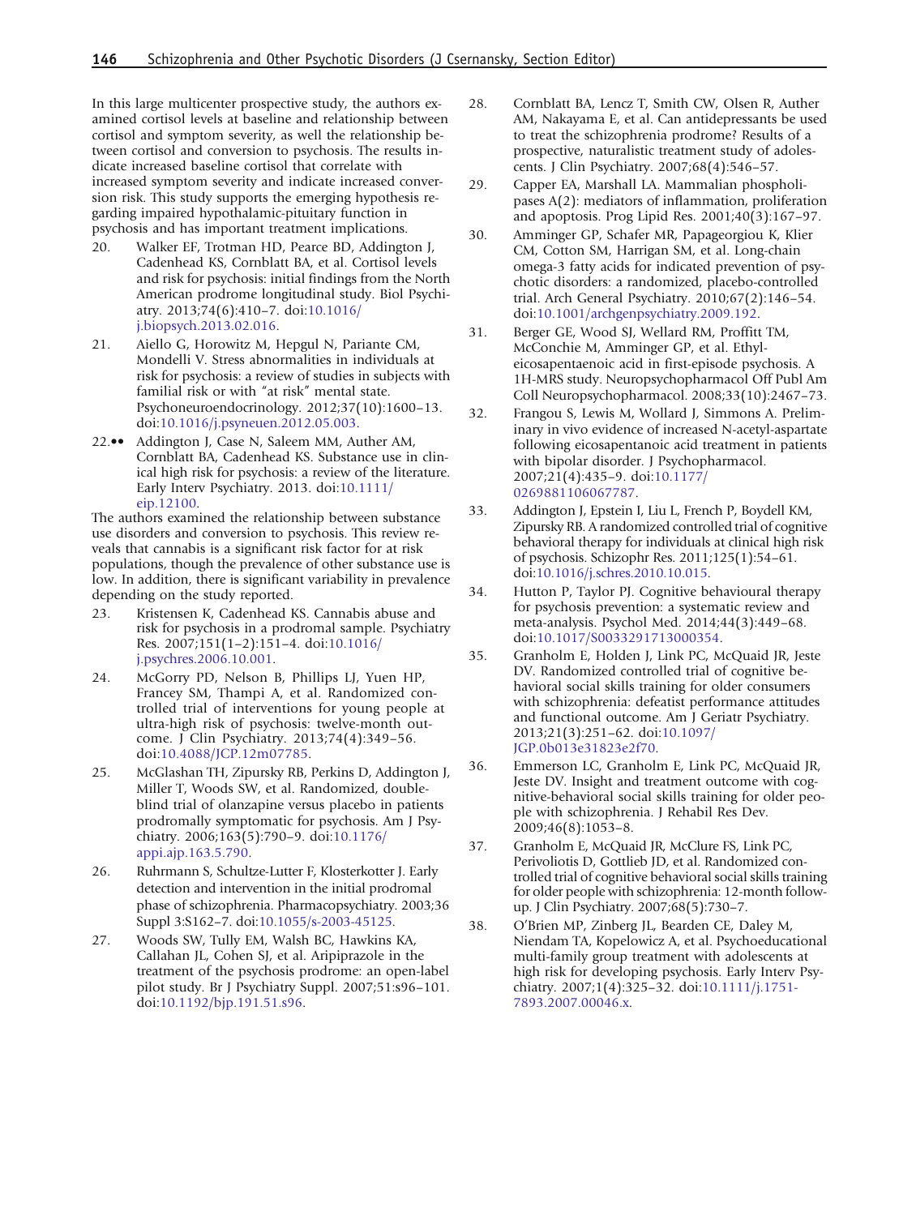In this large multicenter prospective study, the authors examined cortisol levels at baseline and relationship between cortisol and symptom severity, as well the relationship between cortisol and conversion to psychosis. The results indicate increased baseline cortisol that correlate with increased symptom severity and indicate increased conversion risk. This study supports the emerging hypothesis regarding impaired hypothalamic-pituitary function in psychosis and has important treatment implications.

20. Walker EF, Trotman HD, Pearce BD, Addington J, Cadenhead KS, Cornblatt BA, et al. Cortisol levels and risk for psychosis: initial findings from the North American prodrome longitudinal study. Biol Psychiatry. 2013;74(6):410–7. doi:10.1016/j.biopsych.2013.02.016.
21. Aiello G, Horowitz M, Hepgul N, Pariante CM, Mondelli V. Stress abnormalities in individuals at risk for psychosis: a review of studies in subjects with familial risk or with "at risk" mental state. Psychoneuroendocrinology. 2012;37(10):1600–13. doi:10.1016/j.psyneuen.2012.05.003.
22.•• Addington J, Case N, Saleem MM, Auther AM, Cornblatt BA, Cadenhead KS. Substance use in clinical high risk for psychosis: a review of the literature. Early Interv Psychiatry. 2013. doi:10.1111/eip.12100.

The authors examined the relationship between substance use disorders and conversion to psychosis. This review reveals that cannabis is a significant risk factor for at risk populations, though the prevalence of other substance use is low. In addition, there is significant variability in prevalence depending on the study reported.

23. Kristensen K, Cadenhead KS. Cannabis abuse and risk for psychosis in a prodromal sample. Psychiatry Res. 2007;151(1–2):151–4. doi:10.1016/j.psychres.2006.10.001.
24. McGorry PD, Nelson B, Phillips LJ, Yuen HP, Francey SM, Thampi A, et al. Randomized controlled trial of interventions for young people at ultra-high risk of psychosis: twelve-month outcome. J Clin Psychiatry. 2013;74(4):349–56. doi:10.4088/JCP.12m07785.
25. McGlashan TH, Zipursky RB, Perkins D, Addington J, Miller T, Woods SW, et al. Randomized, double-blind trial of olanzapine versus placebo in patients prodromally symptomatic for psychosis. Am J Psychiatry. 2006;163(5):790–9. doi:10.1176/appi.ajp.163.5.790.
26. Ruhrmann S, Schultze-Lutter F, Klosterkotter J. Early detection and intervention in the initial prodromal phase of schizophrenia. Pharmacopsychiatry. 2003;36 Suppl 3:S162–7. doi:10.1055/s-2003-45125.
27. Woods SW, Tully EM, Walsh BC, Hawkins KA, Callahan JL, Cohen SJ, et al. Aripiprazole in the treatment of the psychosis prodrome: an open-label pilot study. Br J Psychiatry Suppl. 2007;51:s96–101. doi:10.1192/bjp.191.51.s96.
28. Cornblatt BA, Lencz T, Smith CW, Olsen R, Auther AM, Nakayama E, et al. Can antidepressants be used to treat the schizophrenia prodrome? Results of a prospective, naturalistic treatment study of adolescents. J Clin Psychiatry. 2007;68(4):546–57.
29. Capper EA, Marshall LA. Mammalian phospholipases A(2): mediators of inflammation, proliferation and apoptosis. Prog Lipid Res. 2001;40(3):167–97.
30. Amminger GP, Schafer MR, Papageorgiou K, Klier CM, Cotton SM, Harrigan SM, et al. Long-chain omega-3 fatty acids for indicated prevention of psychotic disorders: a randomized, placebo-controlled trial. Arch General Psychiatry. 2010;67(2):146–54. doi:10.1001/archgenpsychiatry.2009.192.
31. Berger GE, Wood SJ, Wellard RM, Proffitt TM, McConchie M, Amminger GP, et al. Ethyl-eicosapentaenoic acid in first-episode psychosis. A 1H-MRS study. Neuropsychopharmacol Off Publ Am Coll Neuropsychopharmacol. 2008;33(10):2467–73.
32. Frangou S, Lewis M, Wollard J, Simmons A. Preliminary in vivo evidence of increased N-acetyl-aspartate following eicosapentanoic acid treatment in patients with bipolar disorder. J Psychopharmacol. 2007;21(4):435–9. doi:10.1177/0269881106067787.
33. Addington J, Epstein I, Liu L, French P, Boydell KM, Zipursky RB. A randomized controlled trial of cognitive behavioral therapy for individuals at clinical high risk of psychosis. Schizophr Res. 2011;125(1):54–61. doi:10.1016/j.schres.2010.10.015.
34. Hutton P, Taylor PJ. Cognitive behavioural therapy for psychosis prevention: a systematic review and meta-analysis. Psychol Med. 2014;44(3):449–68. doi:10.1017/S0033291713000354.
35. Granholm E, Holden J, Link PC, McQuaid JR, Jeste DV. Randomized controlled trial of cognitive behavioral social skills training for older consumers with schizophrenia: defeatist performance attitudes and functional outcome. Am J Geriatr Psychiatry. 2013;21(3):251–62. doi:10.1097/JGP.0b013e31823e2f70.
36. Emmerson LC, Granholm E, Link PC, McQuaid JR, Jeste DV. Insight and treatment outcome with cognitive-behavioral social skills training for older people with schizophrenia. J Rehabil Res Dev. 2009;46(8):1053–8.
37. Granholm E, McQuaid JR, McClure FS, Link PC, Perivoliotis D, Gottlieb JD, et al. Randomized controlled trial of cognitive behavioral social skills training for older people with schizophrenia: 12-month follow-up. J Clin Psychiatry. 2007;68(5):730–7.
38. O'Brien MP, Zinberg JL, Bearden CE, Daley M, Niendam TA, Kopelowicz A, et al. Psychoeducational multi-family group treatment with adolescents at high risk for developing psychosis. Early Interv Psychiatry. 2007;1(4):325–32. doi:10.1111/j.1751-7893.2007.00046.x.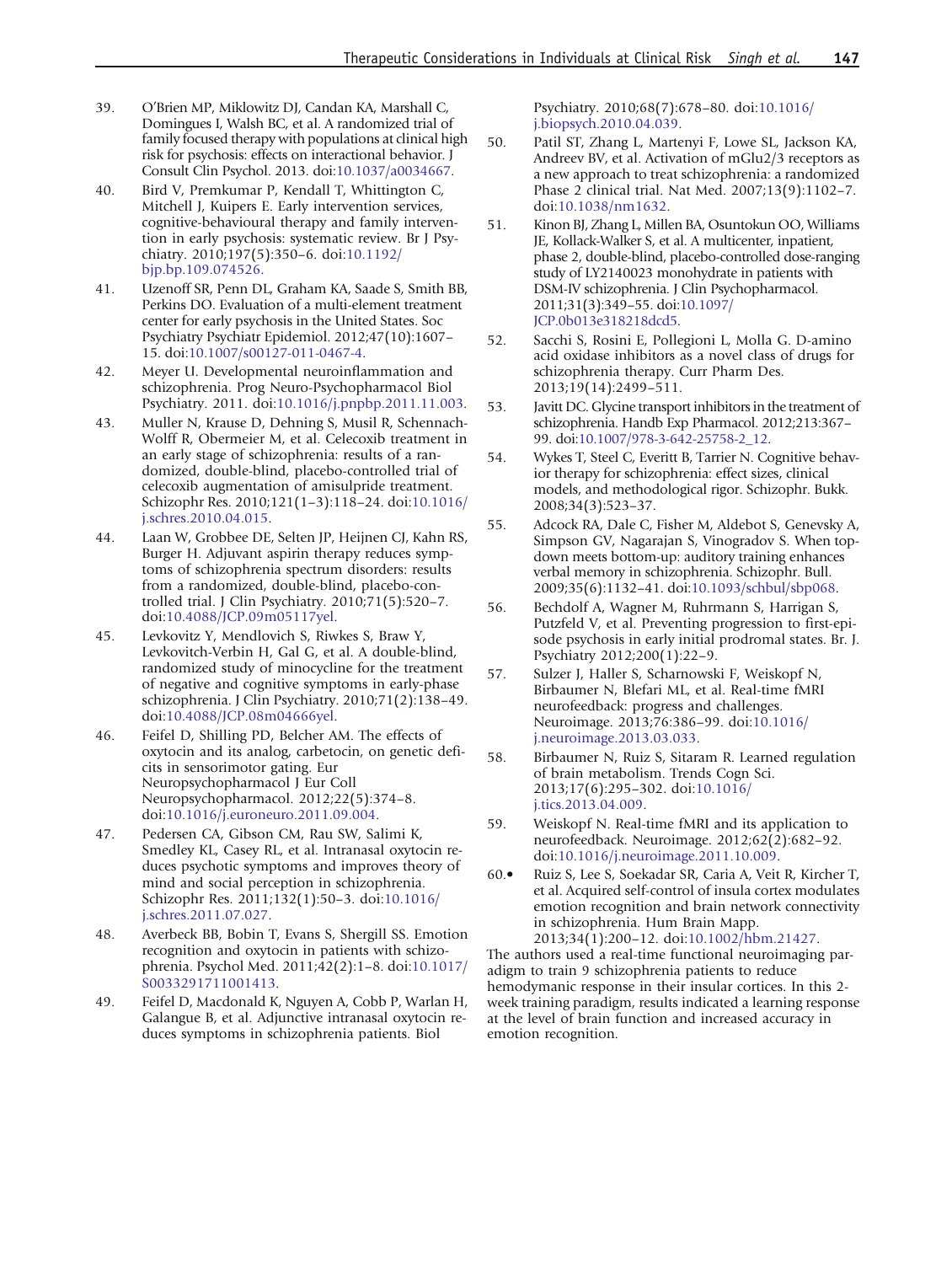39. O'Brien MP, Miklowitz DJ, Candan KA, Marshall C, Domingues I, Walsh BC, et al. A randomized trial of family focused therapy with populations at clinical high risk for psychosis: effects on interactional behavior. J Consult Clin Psychol. 2013. doi:10.1037/a0034667.
40. Bird V, Premkumar P, Kendall T, Whittington C, Mitchell J, Kuipers E. Early intervention services, cognitive-behavioural therapy and family intervention in early psychosis: systematic review. Br J Psychiatry. 2010;197(5):350–6. doi:10.1192/bjp.bp.109.074526.
41. Uzenoff SR, Penn DL, Graham KA, Saade S, Smith BB, Perkins DO. Evaluation of a multi-element treatment center for early psychosis in the United States. Soc Psychiatry Psychiatr Epidemiol. 2012;47(10):1607–15. doi:10.1007/s00127-011-0467-4.
42. Meyer U. Developmental neuroinflammation and schizophrenia. Prog Neuro-Psychopharmacol Biol Psychiatry. 2011. doi:10.1016/j.pnpbp.2011.11.003.
43. Muller N, Krause D, Dehning S, Musil R, Schennach-Wolff R, Obermeier M, et al. Celecoxib treatment in an early stage of schizophrenia: results of a randomized, double-blind, placebo-controlled trial of celecoxib augmentation of amisulpride treatment. Schizophr Res. 2010;121(1–3):118–24. doi:10.1016/j.schres.2010.04.015.
44. Laan W, Grobbee DE, Selten JP, Heijnen CJ, Kahn RS, Burger H. Adjuvant aspirin therapy reduces symptoms of schizophrenia spectrum disorders: results from a randomized, double-blind, placebo-controlled trial. J Clin Psychiatry. 2010;71(5):520–7. doi:10.4088/JCP.09m05117yel.
45. Levkovitz Y, Mendlovich S, Riwkes S, Braw Y, Levkovitch-Verbin H, Gal G, et al. A double-blind, randomized study of minocycline for the treatment of negative and cognitive symptoms in early-phase schizophrenia. J Clin Psychiatry. 2010;71(2):138–49. doi:10.4088/JCP.08m04666yel.
46. Feifel D, Shilling PD, Belcher AM. The effects of oxytocin and its analog, carbetocin, on genetic deficits in sensorimotor gating. Eur Neuropsychopharmacol J Eur Coll Neuropsychopharmacol. 2012;22(5):374–8. doi:10.1016/j.euroneuro.2011.09.004.
47. Pedersen CA, Gibson CM, Rau SW, Salimi K, Smedley KL, Casey RL, et al. Intranasal oxytocin reduces psychotic symptoms and improves theory of mind and social perception in schizophrenia. Schizophr Res. 2011;132(1):50–3. doi:10.1016/j.schres.2011.07.027.
48. Averbeck BB, Bobin T, Evans S, Shergill SS. Emotion recognition and oxytocin in patients with schizophrenia. Psychol Med. 2011;42(2):1–8. doi:10.1017/S0033291711001413.
49. Feifel D, Macdonald K, Nguyen A, Cobb P, Warlan H, Galangue B, et al. Adjunctive intranasal oxytocin reduces symptoms in schizophrenia patients. Biol Psychiatry. 2010;68(7):678–80. doi:10.1016/j.biopsych.2010.04.039.
50. Patil ST, Zhang L, Martenyi F, Lowe SL, Jackson KA, Andreev BV, et al. Activation of mGlu2/3 receptors as a new approach to treat schizophrenia: a randomized Phase 2 clinical trial. Nat Med. 2007;13(9):1102–7. doi:10.1038/nm1632.
51. Kinon BJ, Zhang L, Millen BA, Osuntokun OO, Williams JE, Kollack-Walker S, et al. A multicenter, inpatient, phase 2, double-blind, placebo-controlled dose-ranging study of LY2140023 monohydrate in patients with DSM-IV schizophrenia. J Clin Psychopharmacol. 2011;31(3):349–55. doi:10.1097/JCP.0b013e318218dcd5.
52. Sacchi S, Rosini E, Pollegioni L, Molla G. D-amino acid oxidase inhibitors as a novel class of drugs for schizophrenia therapy. Curr Pharm Des. 2013;19(14):2499–511.
53. Javitt DC. Glycine transport inhibitors in the treatment of schizophrenia. Handb Exp Pharmacol. 2012;213:367–99. doi:10.1007/978-3-642-25758-2_12.
54. Wykes T, Steel C, Everitt B, Tarrier N. Cognitive behavior therapy for schizophrenia: effect sizes, clinical models, and methodological rigor. Schizophr. Bukk. 2008;34(3):523–37.
55. Adcock RA, Dale C, Fisher M, Aldebot S, Genevsky A, Simpson GV, Nagarajan S, Vinogradov S. When top-down meets bottom-up: auditory training enhances verbal memory in schizophrenia. Schizophr. Bull. 2009;35(6):1132–41. doi:10.1093/schbul/sbp068.
56. Bechdolf A, Wagner M, Ruhrmann S, Harrigan S, Putzfeld V, et al. Preventing progression to first-episode psychosis in early initial prodromal states. Br. J. Psychiatry 2012;200(1):22–9.
57. Sulzer J, Haller S, Scharnowski F, Weiskopf N, Birbaumer N, Blefari ML, et al. Real-time fMRI neurofeedback: progress and challenges. Neuroimage. 2013;76:386–99. doi:10.1016/j.neuroimage.2013.03.033.
58. Birbaumer N, Ruiz S, Sitaram R. Learned regulation of brain metabolism. Trends Cogn Sci. 2013;17(6):295–302. doi:10.1016/j.tics.2013.04.009.
59. Weiskopf N. Real-time fMRI and its application to neurofeedback. Neuroimage. 2012;62(2):682–92. doi:10.1016/j.neuroimage.2011.10.009.
60.• Ruiz S, Lee S, Soekadar SR, Caria A, Veit R, Kircher T, et al. Acquired self-control of insula cortex modulates emotion recognition and brain network connectivity in schizophrenia. Hum Brain Mapp. 2013;34(1):200–12. doi:10.1002/hbm.21427.

The authors used a real-time functional neuroimaging paradigm to train 9 schizophrenia patients to reduce hemodymanic response in their insular cortices. In this 2-week training paradigm, results indicated a learning response at the level of brain function and increased accuracy in emotion recognition.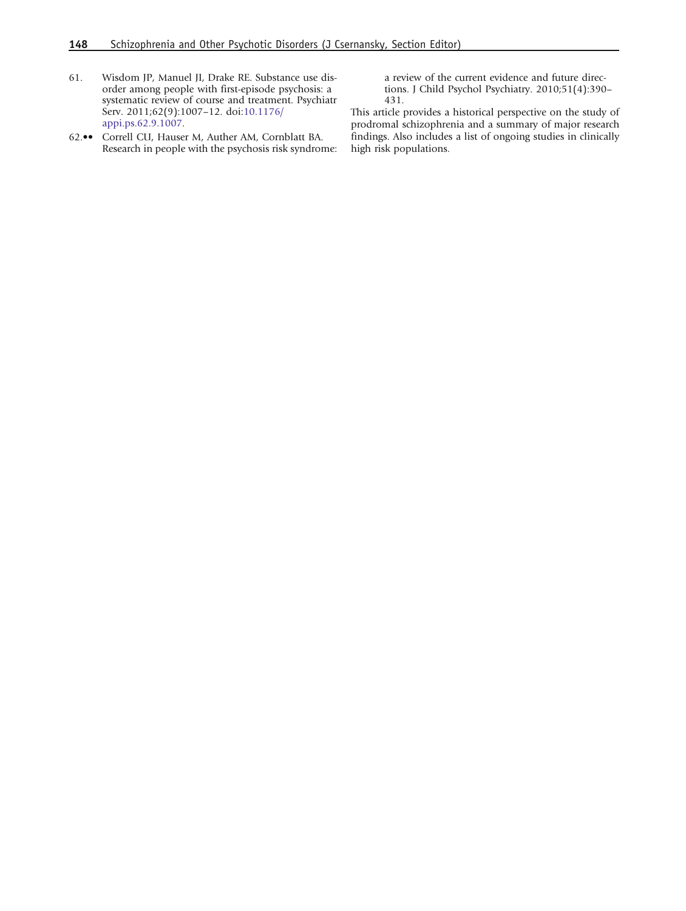61. Wisdom JP, Manuel JI, Drake RE. Substance use disorder among people with first-episode psychosis: a systematic review of course and treatment. Psychiatr Serv. 2011;62(9):1007–12. doi:10.1176/appi.ps.62.9.1007.

62.•• Correll CU, Hauser M, Auther AM, Cornblatt BA. Research in people with the psychosis risk syndrome: a review of the current evidence and future directions. J Child Psychol Psychiatry. 2010;51(4):390–431.

This article provides a historical perspective on the study of prodromal schizophrenia and a summary of major research findings. Also includes a list of ongoing studies in clinically high risk populations.